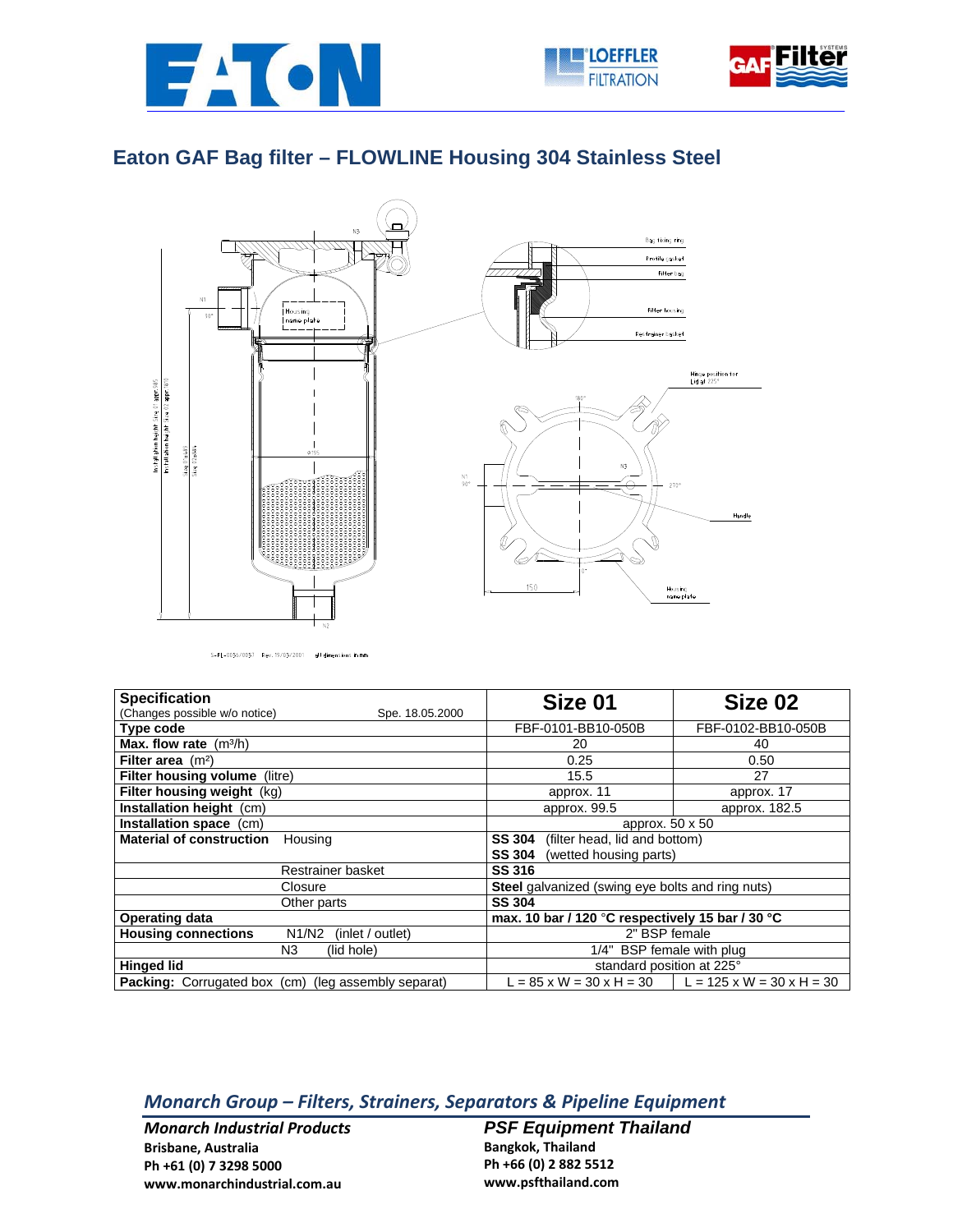# Eaton GAF Bag filter – FLOWLINE Housing 304 Stainless Steel

| Specification<br>(Changes possible w/o notice) Spe. 18.05.2000 | Size 01 | Size 02 |
|---|---|---|
| **Type code** | FBF-0101-BB10-050B | FBF-0102-BB10-050B |
| **Max. flow rate** ($m^3/h$) | 20 | 40 |
| **Filter area** ($m^2$) | 0.25 | 0.50 |
| **Filter housing volume** (litre) | 15.5 | 27 |
| **Filter housing weight** (kg) | approx. 11 | approx. 17 |
| **Installation height** (cm) | approx. 99.5 | approx. 182.5 |
| **Installation space** (cm) | approx. 50 x 50 | |
| **Material of construction** Housing | **SS 304** (filter head, lid and bottom)<br>**SS 304** (wetted housing parts) | |
| Restrainer basket | **SS 316** | |
| Closure | **Steel** galvanized (swing eye bolts and ring nuts) | |
| Other parts | **SS 304** | |
| **Operating data** | **max. 10 bar / 120 °C respectively 15 bar / 30 °C** | |
| **Housing connections** N1/N2 (inlet / outlet) | 2" BSP female | |
| N3 (lid hole) | 1/4" BSP female with plug | |
| **Hinged lid** | standard position at 225° | |
| **Packing:** Corrugated box (cm) (leg assembly separat) | L = 85 x W = 30 x H = 30 | L = 125 x W = 30 x H = 30 |

## *Monarch Group – Filters, Strainers, Separators & Pipeline Equipment*

***Monarch Industrial Products***
**Brisbane, Australia**
**Ph +61 (0) 7 3298 5000**
**www.monarchindustrial.com.au**

***PSF Equipment Thailand***
**Bangkok, Thailand**
**Ph +66 (0) 2 882 5512**
**www.psfthailand.com**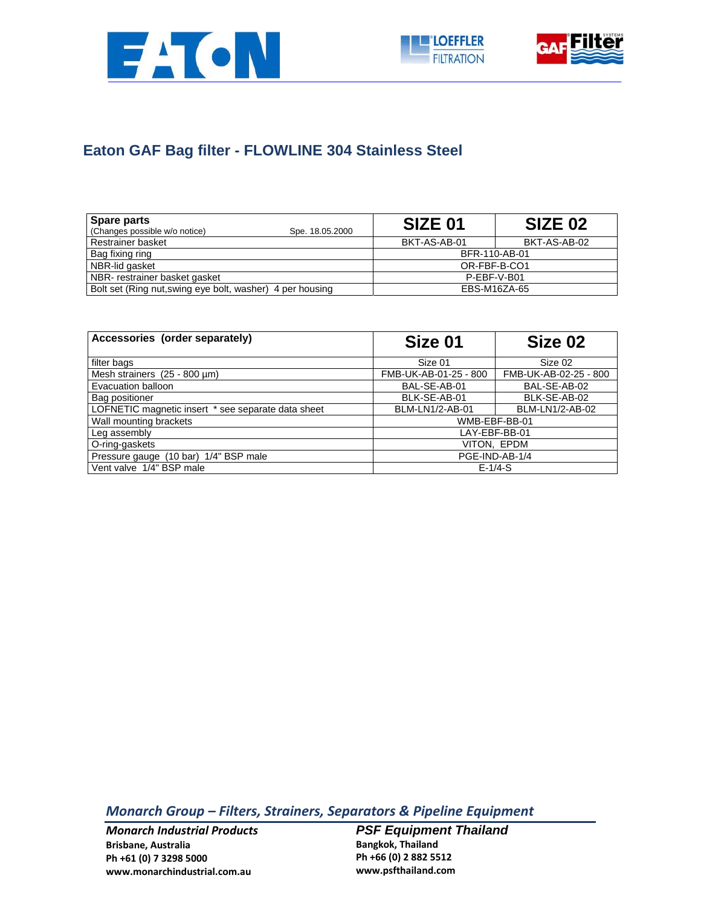## Eaton GAF Bag filter - FLOWLINE 304 Stainless Steel

| **Spare parts** (Changes possible w/o notice) Spe. 18.05.2000 | **SIZE 01** | **SIZE 02** |
|---|---|---|
| Restrainer basket | BKT-AS-AB-01 | BKT-AS-AB-02 |
| Bag fixing ring | BFR-110-AB-01 | |
| NBR-lid gasket | OR-FBF-B-CO1 | |
| NBR- restrainer basket gasket | P-EBF-V-B01 | |
| Bolt set (Ring nut,swing eye bolt, washer) 4 per housing | EBS-M16ZA-65 | |

| **Accessories (order separately)** | **Size 01** | **Size 02** |
|---|---|---|
| filter bags | Size 01 | Size 02 |
| Mesh strainers (25 - 800 µm) | FMB-UK-AB-01-25 - 800 | FMB-UK-AB-02-25 - 800 |
| Evacuation balloon | BAL-SE-AB-01 | BAL-SE-AB-02 |
| Bag positioner | BLK-SE-AB-01 | BLK-SE-AB-02 |
| LOFNETIC magnetic insert * see separate data sheet | BLM-LN1/2-AB-01 | BLM-LN1/2-AB-02 |
| Wall mounting brackets | WMB-EBF-BB-01 | |
| Leg assembly | LAY-EBF-BB-01 | |
| O-ring-gaskets | VITON, EPDM | |
| Pressure gauge (10 bar) 1/4" BSP male | PGE-IND-AB-1/4 | |
| Vent valve 1/4" BSP male | E-1/4-S | |

*Monarch Group – Filters, Strainers, Separators & Pipeline Equipment*

*Monarch Industrial Products*
**Brisbane, Australia**
**Ph +61 (0) 7 3298 5000**
**www.monarchindustrial.com.au**

*PSF Equipment Thailand*
**Bangkok, Thailand**
**Ph +66 (0) 2 882 5512**
**www.psfthailand.com**